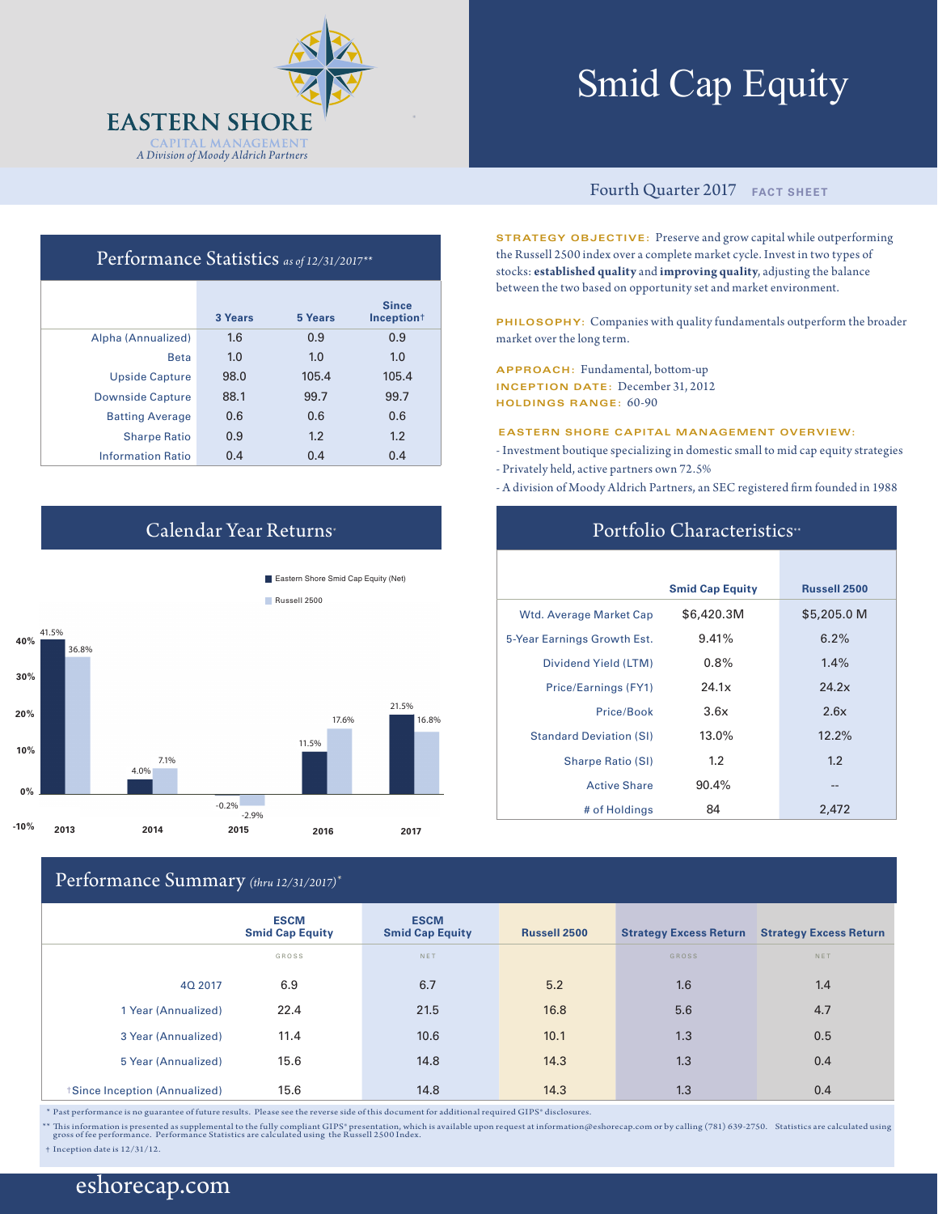# EASTERN SHORE

CAPITAL MANAGEMENT

*A Division of Moody Aldrich Partners*

# Smid Cap Equity

Fourth Quarter 2017 **FACT SHEET**

## Performance Statistics *as of 12/31/2017***

| | 3 Years | 5 Years | Since Inception† |
|---|---|---|---|
| Alpha (Annualized) | 1.6 | 0.9 | 0.9 |
| Beta | 1.0 | 1.0 | 1.0 |
| Upside Capture | 98.0 | 105.4 | 105.4 |
| Downside Capture | 88.1 | 99.7 | 99.7 |
| Batting Average | 0.6 | 0.6 | 0.6 |
| Sharpe Ratio | 0.9 | 1.2 | 1.2 |
| Information Ratio | 0.4 | 0.4 | 0.4 |

**STRATEGY OBJECTIVE:** Preserve and grow capital while outperforming the Russell 2500 index over a complete market cycle. Invest in two types of stocks: **established quality** and **improving quality**, adjusting the balance between the two based on opportunity set and market environment.

**PHILOSOPHY:** Companies with quality fundamentals outperform the broader market over the long term.

**APPROACH:** Fundamental, bottom-up
**INCEPTION DATE:** December 31, 2012
**HOLDINGS RANGE:** 60-90

**EASTERN SHORE CAPITAL MANAGEMENT OVERVIEW:**

- Investment boutique specializing in domestic small to mid cap equity strategies
- Privately held, active partners own 72.5%
- A division of Moody Aldrich Partners, an SEC registered firm founded in 1988

## Calendar Year Returns*

| | Eastern Shore Smid Cap Equity (Net) | Russell 2500 |
|---|---|---|
| 2013 | 41.5% | 36.8% |
| 2014 | 4.0% | 7.1% |
| 2015 | -0.2% | -2.9% |
| 2016 | 11.5% | 17.6% |
| 2017 | 21.5% | 16.8% |

## Portfolio Characteristics**

| | Smid Cap Equity | Russell 2500 |
|---|---|---|
| Wtd. Average Market Cap | $6,420.3M | $5,205.0 M |
| 5-Year Earnings Growth Est. | 9.41% | 6.2% |
| Dividend Yield (LTM) | 0.8% | 1.4% |
| Price/Earnings (FY1) | 24.1x | 24.2x |
| Price/Book | 3.6x | 2.6x |
| Standard Deviation (SI) | 13.0% | 12.2% |
| Sharpe Ratio (SI) | 1.2 | 1.2 |
| Active Share | 90.4% | -- |
| # of Holdings | 84 | 2,472 |

## Performance Summary *(thru 12/31/2017)**

| | ESCM Smid Cap Equity | ESCM Smid Cap Equity | Russell 2500 | Strategy Excess Return | Strategy Excess Return |
|---|---|---|---|---|---|
| | GROSS | NET | | GROSS | NET |
| 4Q 2017 | 6.9 | 6.7 | 5.2 | 1.6 | 1.4 |
| 1 Year (Annualized) | 22.4 | 21.5 | 16.8 | 5.6 | 4.7 |
| 3 Year (Annualized) | 11.4 | 10.6 | 10.1 | 1.3 | 0.5 |
| 5 Year (Annualized) | 15.6 | 14.8 | 14.3 | 1.3 | 0.4 |
| †Since Inception (Annualized) | 15.6 | 14.8 | 14.3 | 1.3 | 0.4 |

\* Past performance is no guarantee of future results. Please see the reverse side of this document for additional required GIPS® disclosures.

** This information is presented as supplemental to the fully compliant GIPS® presentation, which is available upon request at information@eshorecap.com or by calling (781) 639-2750. Statistics are calculated using gross of fee performance. Performance Statistics are calculated using the Russell 2500 Index.

† Inception date is 12/31/12.

eshorecap.com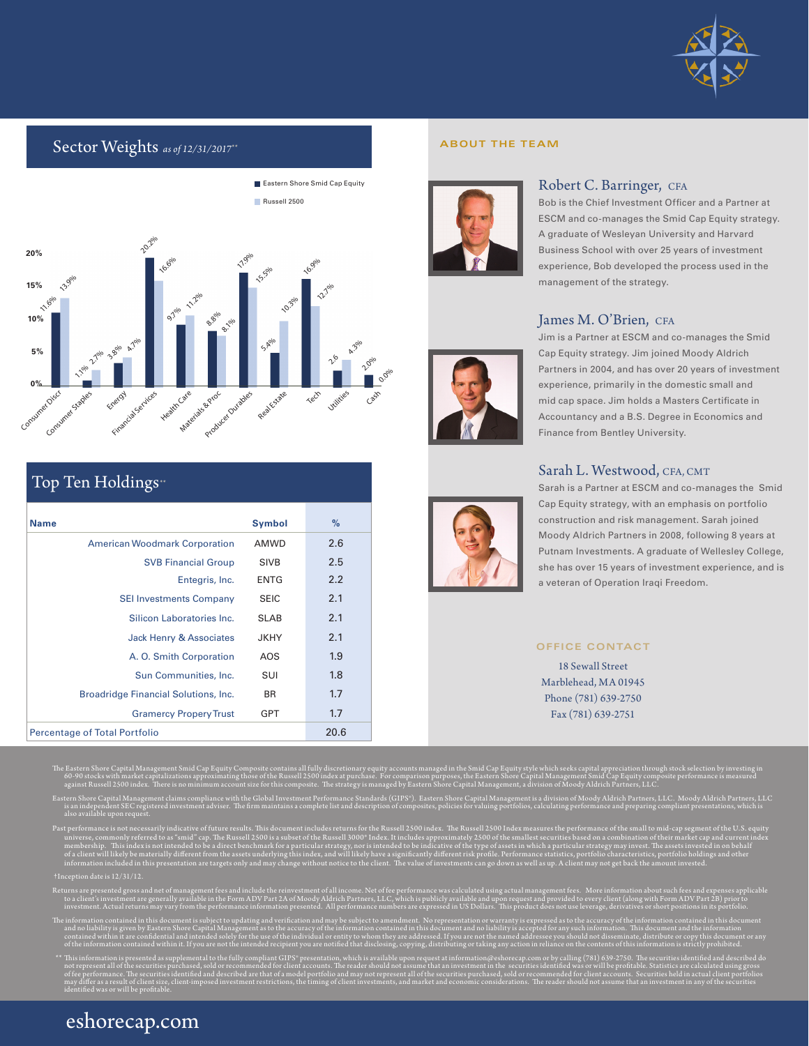## Sector Weights *as of 12/31/2017\*\**

Eastern Shore Smid Cap Equity

Russell 2500

20%
15%
10%
5%
0%

Consumer Discr 11.6% 13.9%
Consumer Staples 1.1% 2.7%
Energy 3.8% 4.7%
Financial Services 20.2% 16.6%
Health Care 9.7% 11.2%
Materials & Proc 8.8% 8.1%
Producer Durables 17.9% 15.5%
Real Estate 5.4% 10.3%
Tech 16.9% 12.7%
Utilities 2.6 4.3%
Cash 2.0% 0.0%

## Top Ten Holdings\*\*

| Name | Symbol | % |
|---|---|---|
| American Woodmark Corporation | AMWD | 2.6 |
| SVB Financial Group | SIVB | 2.5 |
| Entegris, Inc. | ENTG | 2.2 |
| SEI Investments Company | SEIC | 2.1 |
| Silicon Laboratories Inc. | SLAB | 2.1 |
| Jack Henry & Associates | JKHY | 2.1 |
| A. O. Smith Corporation | AOS | 1.9 |
| Sun Communities, Inc. | SUI | 1.8 |
| Broadridge Financial Solutions, Inc. | BR | 1.7 |
| Gramercy Propery Trust | GPT | 1.7 |
| Percentage of Total Portfolio | | 20.6 |

## ABOUT THE TEAM

### Robert C. Barringer, CFA

Bob is the Chief Investment Officer and a Partner at ESCM and co-manages the Smid Cap Equity strategy. A graduate of Wesleyan University and Harvard Business School with over 25 years of investment experience, Bob developed the process used in the management of the strategy.

### James M. O'Brien, CFA

Jim is a Partner at ESCM and co-manages the Smid Cap Equity strategy. Jim joined Moody Aldrich Partners in 2004, and has over 20 years of investment experience, primarily in the domestic small and mid cap space. Jim holds a Masters Certificate in Accountancy and a B.S. Degree in Economics and Finance from Bentley University.

### Sarah L. Westwood, CFA, CMT

Sarah is a Partner at ESCM and co-manages the Smid Cap Equity strategy, with an emphasis on portfolio construction and risk management. Sarah joined Moody Aldrich Partners in 2008, following 8 years at Putnam Investments. A graduate of Wellesley College, she has over 15 years of investment experience, and is a veteran of Operation Iraqi Freedom.

## OFFICE CONTACT

18 Sewall Street
Marblehead, MA 01945
Phone (781) 639-2750
Fax (781) 639-2751

The Eastern Shore Capital Management Smid Cap Equity Composite contains all fully discretionary equity accounts managed in the Smid Cap Equity style which seeks capital appreciation through stock selection by investing in 60-90 stocks with market capitalizations approximating those of the Russell 2500 index at purchase. For comparison purposes, the Eastern Shore Capital Management Smid Cap Equity composite performance is measured against Russell 2500 index. There is no minimum account size for this composite. The strategy is managed by Eastern Shore Capital Management, a division of Moody Aldrich Partners, LLC.

Eastern Shore Capital Management claims compliance with the Global Investment Performance Standards (GIPS®). Eastern Shore Capital Management is a division of Moody Aldrich Partners, LLC. Moody Aldrich Partners, LLC is an independent SEC registered investment adviser. The firm maintains a complete list and description of composites, policies for valuing portfolios, calculating performance and preparing compliant presentations, which is also available upon request.

Past performance is not necessarily indicative of future results. This document includes returns for the Russell 2500 index. The Russell 2500 Index measures the performance of the small to mid-cap segment of the U.S. equity universe, commonly referred to as "smid" cap. The Russell 2500 is a subset of the Russell 3000® Index. It includes approximately 2500 of the smallest securities based on a combination of their market cap and current index membership. This index is not intended to be a direct benchmark for a particular strategy, nor is intended to be indicative of the type of assets in which a particular strategy may invest. The assets invested in on behalf of a client will likely be materially different from the assets underlying this index, and will likely have a significantly different risk profile. Performance statistics, portfolio characteristics, portfolio holdings and other information included in this presentation are targets only and may change without notice to the client. The value of investments can go down as well as up. A client may not get back the amount invested.

†Inception date is 12/31/12.

Returns are presented gross and net of management fees and include the reinvestment of all income. Net of fee performance was calculated using actual management fees. More information about such fees and expenses applicable to a client's investment are generally available in the Form ADV Part 2A of Moody Aldrich Partners, LLC, which is publicly available and upon request and provided to every client (along with Form ADV Part 2B) prior to investment. Actual returns may vary from the performance information presented. All performance numbers are expressed in US Dollars. This product does not use leverage, derivatives or short positions in its portfolio.

The information contained in this document is subject to updating and verification and may be subject to amendment. No representation or warranty is expressed as to the accuracy of the information contained in this document and no liability is given by Eastern Shore Capital Management as to the accuracy of the information contained in this document and no liability is accepted for any such information. This document and the information contained within it are confidential and intended solely for the use of the individual or entity to whom they are addressed. If you are not the named addressee you should not disseminate, distribute or copy this document or any of the information contained within it. If you are not the intended recipient you are notified that disclosing, copying, distributing or taking any action in reliance on the contents of this information is strictly prohibited.

\*\* This information is presented as supplemental to the fully compliant GIPS® presentation, which is available upon request at information@eshorecap.com or by calling (781) 639-2750. The securities identified and described do not represent all of the securities purchased, sold or recommended for client accounts. The reader should not assume that an investment in the securities identified was or will be profitable. Statistics are calculated using gross of fee performance. The securities identified and described are that of a model portfolio and may not represent all of the securities purchased, sold or recommended for client accounts. Securities held in actual client portfolios may differ as a result of client size, client-imposed investment restrictions, the timing of client investments, and market and economic considerations. The reader should not assume that an investment in any of the securities identified was or will be profitable.

eshorecap.com